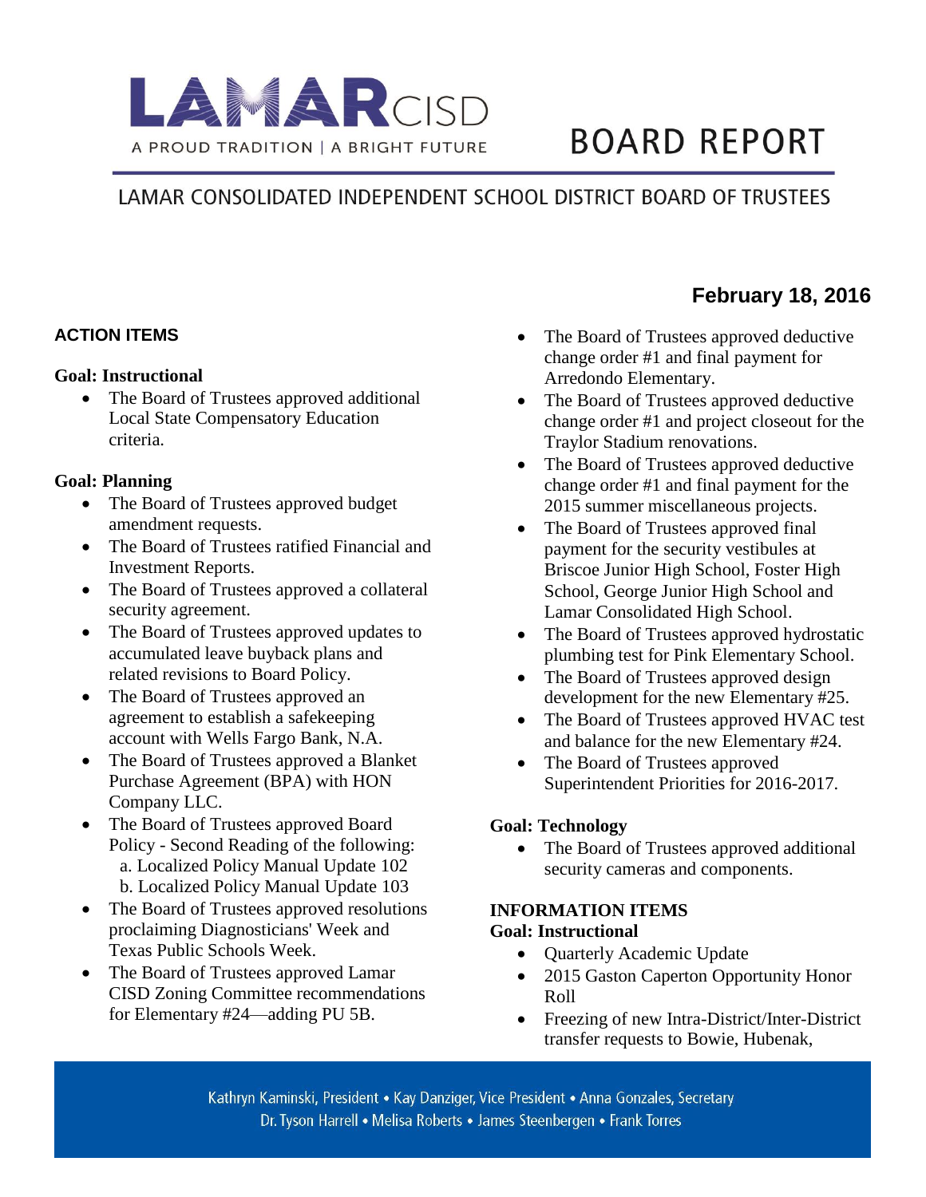# LAMAR CISD

A PROUD TRADITION | A BRIGHT FUTURE

# BOARD REPORT

## LAMAR CONSOLIDATED INDEPENDENT SCHOOL DISTRICT BOARD OF TRUSTEES

**February 18, 2016**

### ACTION ITEMS

**Goal: Instructional**

- The Board of Trustees approved additional Local State Compensatory Education criteria.

**Goal: Planning**

- The Board of Trustees approved budget amendment requests.
- The Board of Trustees ratified Financial and Investment Reports.
- The Board of Trustees approved a collateral security agreement.
- The Board of Trustees approved updates to accumulated leave buyback plans and related revisions to Board Policy.
- The Board of Trustees approved an agreement to establish a safekeeping account with Wells Fargo Bank, N.A.
- The Board of Trustees approved a Blanket Purchase Agreement (BPA) with HON Company LLC.
- The Board of Trustees approved Board Policy - Second Reading of the following:
  a. Localized Policy Manual Update 102
  b. Localized Policy Manual Update 103
- The Board of Trustees approved resolutions proclaiming Diagnosticians' Week and Texas Public Schools Week.
- The Board of Trustees approved Lamar CISD Zoning Committee recommendations for Elementary #24—adding PU 5B.
- The Board of Trustees approved deductive change order #1 and final payment for Arredondo Elementary.
- The Board of Trustees approved deductive change order #1 and project closeout for the Traylor Stadium renovations.
- The Board of Trustees approved deductive change order #1 and final payment for the 2015 summer miscellaneous projects.
- The Board of Trustees approved final payment for the security vestibules at Briscoe Junior High School, Foster High School, George Junior High School and Lamar Consolidated High School.
- The Board of Trustees approved hydrostatic plumbing test for Pink Elementary School.
- The Board of Trustees approved design development for the new Elementary #25.
- The Board of Trustees approved HVAC test and balance for the new Elementary #24.
- The Board of Trustees approved Superintendent Priorities for 2016-2017.

**Goal: Technology**

- The Board of Trustees approved additional security cameras and components.

### INFORMATION ITEMS

**Goal: Instructional**

- Quarterly Academic Update
- 2015 Gaston Caperton Opportunity Honor Roll
- Freezing of new Intra-District/Inter-District transfer requests to Bowie, Hubenak,

Kathryn Kaminski, President • Kay Danziger, Vice President • Anna Gonzales, Secretary
Dr. Tyson Harrell • Melisa Roberts • James Steenbergen • Frank Torres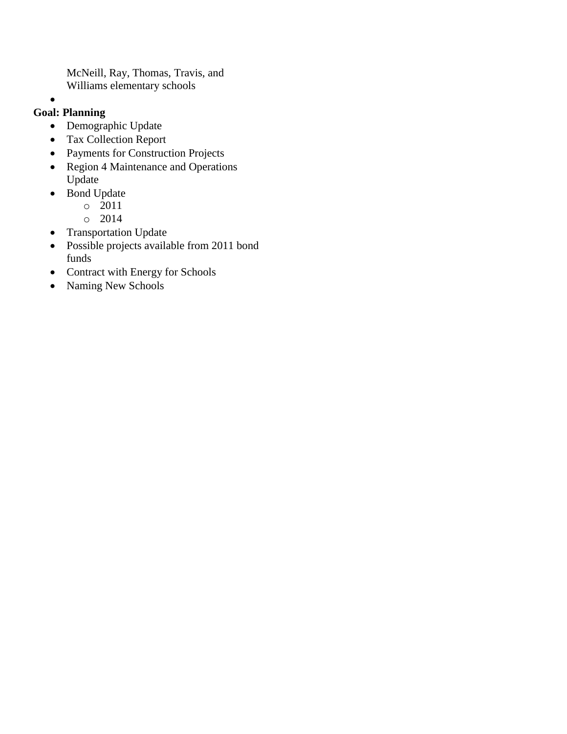McNeill, Ray, Thomas, Travis, and Williams elementary schools

- 

**Goal: Planning**

- Demographic Update
- Tax Collection Report
- Payments for Construction Projects
- Region 4 Maintenance and Operations Update
- Bond Update
  - 2011
  - 2014
- Transportation Update
- Possible projects available from 2011 bond funds
- Contract with Energy for Schools
- Naming New Schools